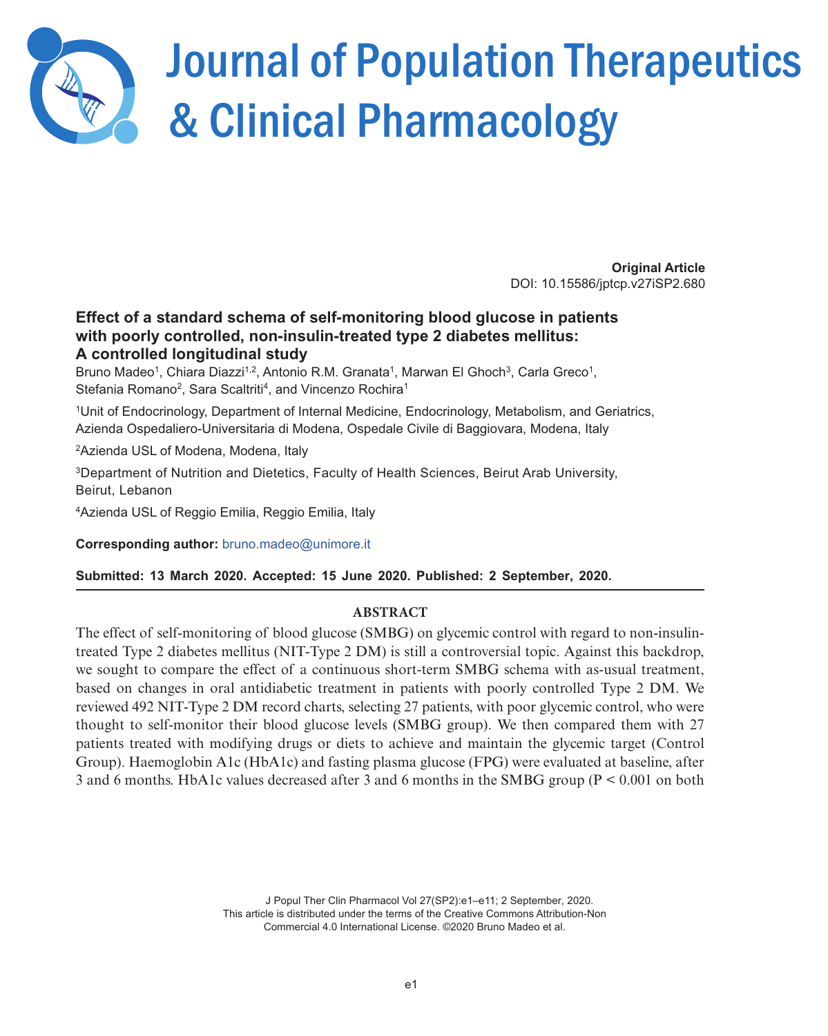# Journal of Population Therapeutics & Clinical Pharmacology

**Original Article**
DOI: 10.15586/jptcp.v27iSP2.680

## Effect of a standard schema of self-monitoring blood glucose in patients with poorly controlled, non-insulin-treated type 2 diabetes mellitus: A controlled longitudinal study

Bruno Madeo[1], Chiara Diazzi[1,2], Antonio R.M. Granata[1], Marwan El Ghoch[3], Carla Greco[1], Stefania Romano[2], Sara Scaltriti[4], and Vincenzo Rochira[1]

[1]Unit of Endocrinology, Department of Internal Medicine, Endocrinology, Metabolism, and Geriatrics, Azienda Ospedaliero-Universitaria di Modena, Ospedale Civile di Baggiovara, Modena, Italy

[2]Azienda USL of Modena, Modena, Italy

[3]Department of Nutrition and Dietetics, Faculty of Health Sciences, Beirut Arab University, Beirut, Lebanon

[4]Azienda USL of Reggio Emilia, Reggio Emilia, Italy

**Corresponding author:** bruno.madeo@unimore.it

**Submitted: 13 March 2020. Accepted: 15 June 2020. Published: 2 September, 2020.**

### ABSTRACT

The effect of self-monitoring of blood glucose (SMBG) on glycemic control with regard to non-insulin-treated Type 2 diabetes mellitus (NIT-Type 2 DM) is still a controversial topic. Against this backdrop, we sought to compare the effect of a continuous short-term SMBG schema with as-usual treatment, based on changes in oral antidiabetic treatment in patients with poorly controlled Type 2 DM. We reviewed 492 NIT-Type 2 DM record charts, selecting 27 patients, with poor glycemic control, who were thought to self-monitor their blood glucose levels (SMBG group). We then compared them with 27 patients treated with modifying drugs or diets to achieve and maintain the glycemic target (Control Group). Haemoglobin A1c (HbA1c) and fasting plasma glucose (FPG) were evaluated at baseline, after 3 and 6 months. HbA1c values decreased after 3 and 6 months in the SMBG group ($P < 0.001$ on both

This article is distributed under the terms of the Creative Commons Attribution-Non Commercial 4.0 International License. ©2020 Bruno Madeo et al.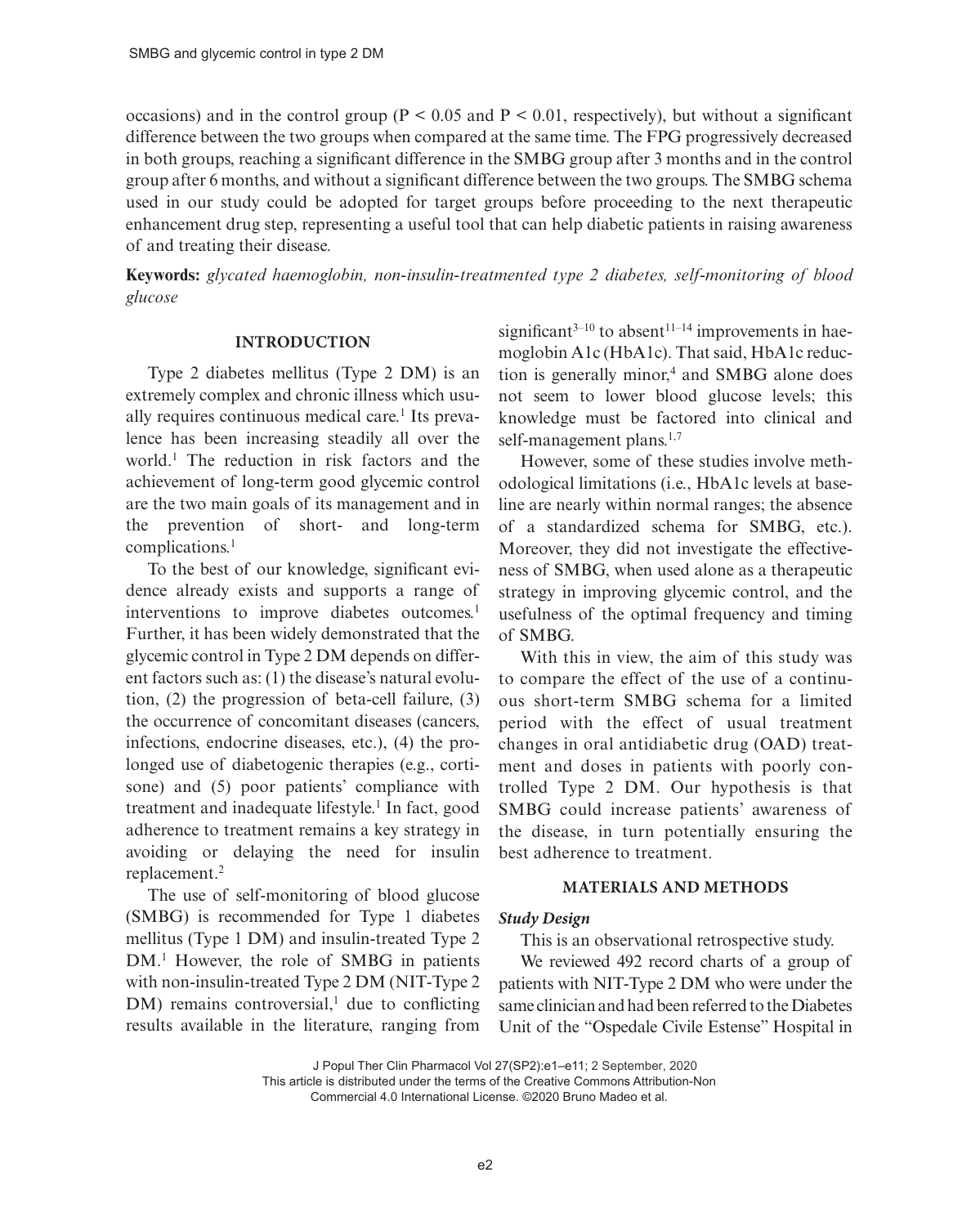occasions) and in the control group ($P < 0.05$ and $P < 0.01$, respectively), but without a significant difference between the two groups when compared at the same time. The FPG progressively decreased in both groups, reaching a significant difference in the SMBG group after 3 months and in the control group after 6 months, and without a significant difference between the two groups. The SMBG schema used in our study could be adopted for target groups before proceeding to the next therapeutic enhancement drug step, representing a useful tool that can help diabetic patients in raising awareness of and treating their disease.

**Keywords:** *glycated haemoglobin, non-insulin-treatmented type 2 diabetes, self-monitoring of blood glucose*

## INTRODUCTION

Type 2 diabetes mellitus (Type 2 DM) is an extremely complex and chronic illness which usually requires continuous medical care.[1] Its prevalence has been increasing steadily all over the world.[1] The reduction in risk factors and the achievement of long-term good glycemic control are the two main goals of its management and in the prevention of short- and long-term complications.[1]

To the best of our knowledge, significant evidence already exists and supports a range of interventions to improve diabetes outcomes.[1] Further, it has been widely demonstrated that the glycemic control in Type 2 DM depends on different factors such as: (1) the disease's natural evolution, (2) the progression of beta-cell failure, (3) the occurrence of concomitant diseases (cancers, infections, endocrine diseases, etc.), (4) the prolonged use of diabetogenic therapies (e.g., cortisone) and (5) poor patients' compliance with treatment and inadequate lifestyle.[1] In fact, good adherence to treatment remains a key strategy in avoiding or delaying the need for insulin replacement.[2]

The use of self-monitoring of blood glucose (SMBG) is recommended for Type 1 diabetes mellitus (Type 1 DM) and insulin-treated Type 2 DM.[1] However, the role of SMBG in patients with non-insulin-treated Type 2 DM (NIT-Type 2 DM) remains controversial,[1] due to conflicting results available in the literature, ranging from significant[3–10] to absent[11–14] improvements in haemoglobin A1c (HbA1c). That said, HbA1c reduction is generally minor,[4] and SMBG alone does not seem to lower blood glucose levels; this knowledge must be factored into clinical and self-management plans.[1,7]

However, some of these studies involve methodological limitations (i.e., HbA1c levels at baseline are nearly within normal ranges; the absence of a standardized schema for SMBG, etc.). Moreover, they did not investigate the effectiveness of SMBG, when used alone as a therapeutic strategy in improving glycemic control, and the usefulness of the optimal frequency and timing of SMBG.

With this in view, the aim of this study was to compare the effect of the use of a continuous short-term SMBG schema for a limited period with the effect of usual treatment changes in oral antidiabetic drug (OAD) treatment and doses in patients with poorly controlled Type 2 DM. Our hypothesis is that SMBG could increase patients' awareness of the disease, in turn potentially ensuring the best adherence to treatment.

## MATERIALS AND METHODS

### *Study Design*

This is an observational retrospective study.

We reviewed 492 record charts of a group of patients with NIT-Type 2 DM who were under the same clinician and had been referred to the Diabetes Unit of the "Ospedale Civile Estense" Hospital in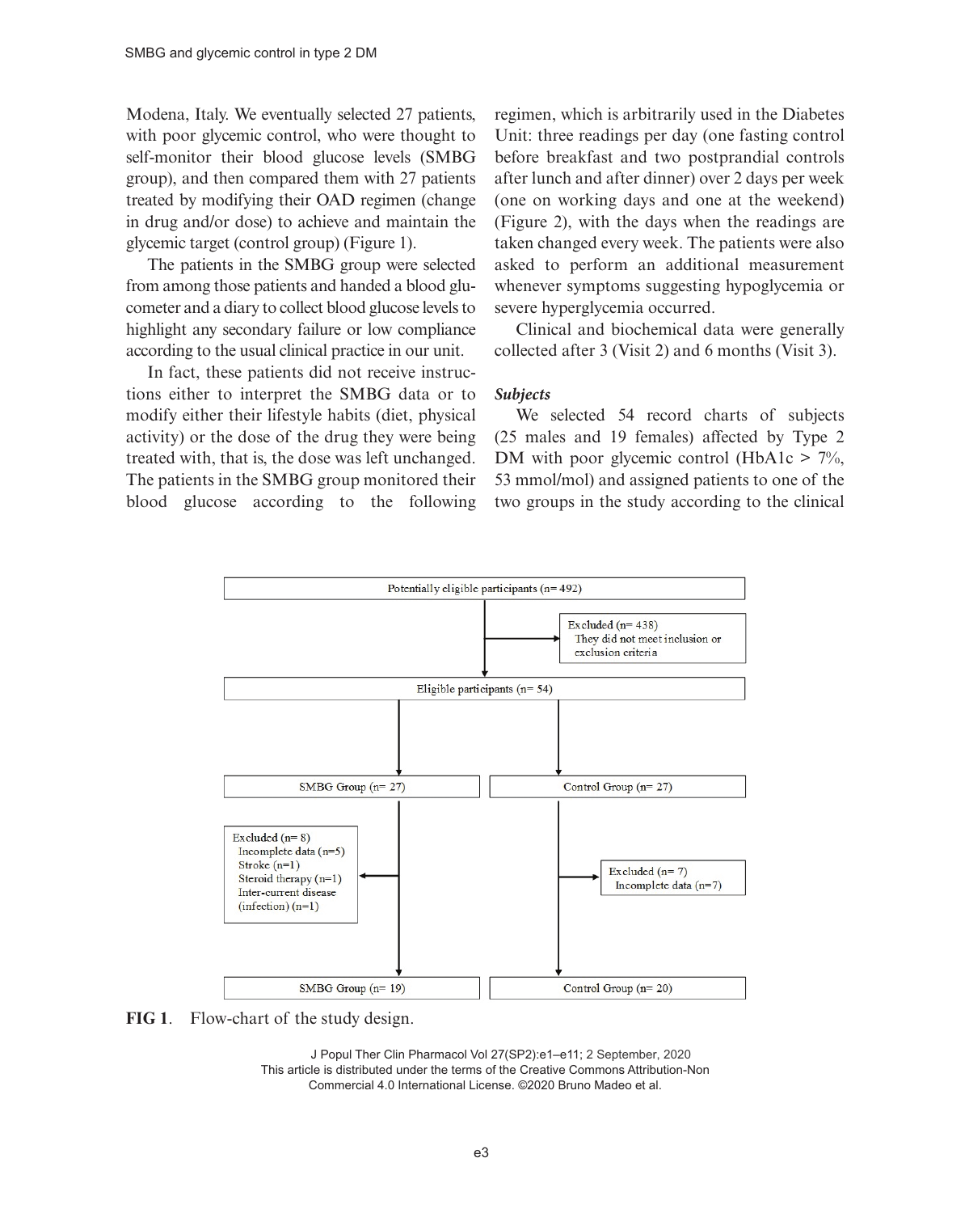Modena, Italy. We eventually selected 27 patients, with poor glycemic control, who were thought to self-monitor their blood glucose levels (SMBG group), and then compared them with 27 patients treated by modifying their OAD regimen (change in drug and/or dose) to achieve and maintain the glycemic target (control group) (Figure 1).

The patients in the SMBG group were selected from among those patients and handed a blood glucometer and a diary to collect blood glucose levels to highlight any secondary failure or low compliance according to the usual clinical practice in our unit.

In fact, these patients did not receive instructions either to interpret the SMBG data or to modify either their lifestyle habits (diet, physical activity) or the dose of the drug they were being treated with, that is, the dose was left unchanged. The patients in the SMBG group monitored their blood glucose according to the following regimen, which is arbitrarily used in the Diabetes Unit: three readings per day (one fasting control before breakfast and two postprandial controls after lunch and after dinner) over 2 days per week (one on working days and one at the weekend) (Figure 2), with the days when the readings are taken changed every week. The patients were also asked to perform an additional measurement whenever symptoms suggesting hypoglycemia or severe hyperglycemia occurred.

Clinical and biochemical data were generally collected after 3 (Visit 2) and 6 months (Visit 3).

### *Subjects*

We selected 54 record charts of subjects (25 males and 19 females) affected by Type 2 DM with poor glycemic control (HbA1c > 7%, 53 mmol/mol) and assigned patients to one of the two groups in the study according to the clinical

Potentially eligible participants (n= 492)

Excluded (n= 438)
They did not meet inclusion or exclusion criteria

Eligible participants (n= 54)

SMBG Group (n= 27) | Control Group (n= 27)

Excluded (n= 8)
Incomplete data (n=5)
Stroke (n=1)
Steroid therapy (n=1)
Inter-current disease (infection) (n=1)

Excluded (n= 7)
Incomplete data (n=7)

SMBG Group (n= 19) | Control Group (n= 20)

**FIG 1.** Flow-chart of the study design.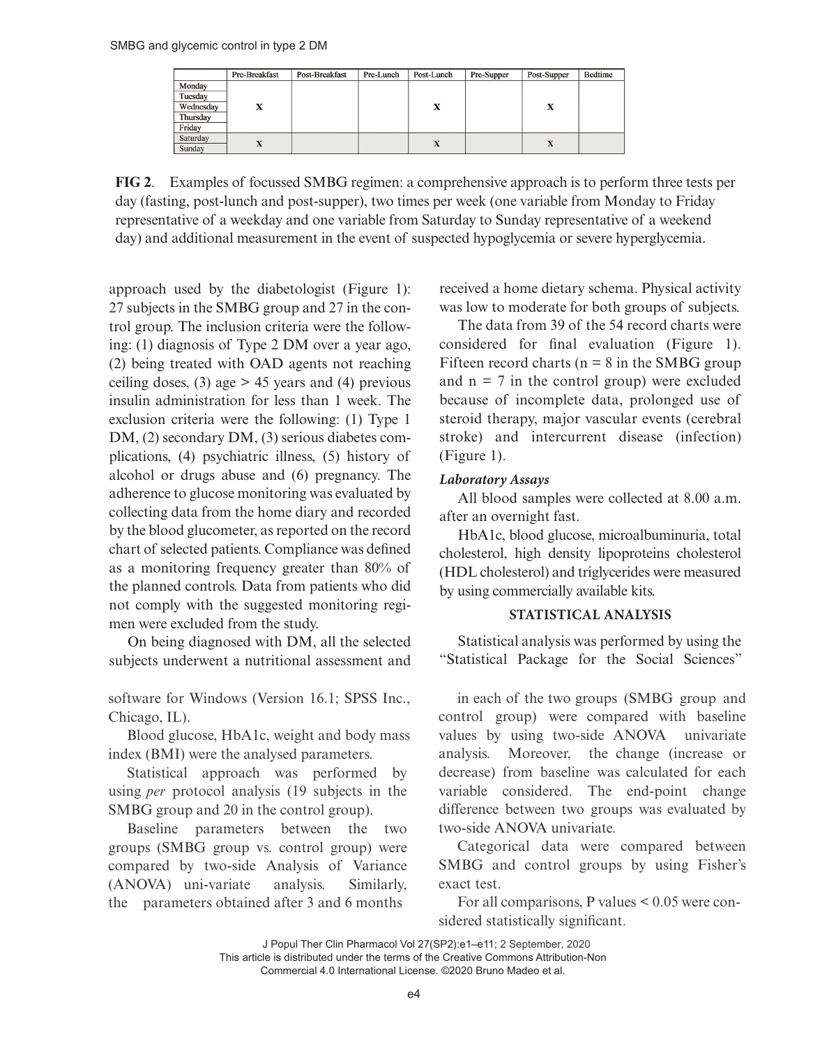|  | Pre-Breakfast | Post-Breakfast | Pre-Lunch | Post-Lunch | Pre-Supper | Post-Supper | Bedtime |
| --- | --- | --- | --- | --- | --- | --- | --- |
| Monday<br>Tuesday<br>Wednesday<br>Thursday<br>Friday | X |  |  | X |  | X |  |
| Saturday<br>Sunday | X |  |  | X |  | X |  |

**FIG 2**. Examples of focussed SMBG regimen: a comprehensive approach is to perform three tests per day (fasting, post-lunch and post-supper), two times per week (one variable from Monday to Friday representative of a weekday and one variable from Saturday to Sunday representative of a weekend day) and additional measurement in the event of suspected hypoglycemia or severe hyperglycemia.

approach used by the diabetologist (Figure 1): 27 subjects in the SMBG group and 27 in the control group. The inclusion criteria were the following: (1) diagnosis of Type 2 DM over a year ago, (2) being treated with OAD agents not reaching ceiling doses, (3) age > 45 years and (4) previous insulin administration for less than 1 week. The exclusion criteria were the following: (1) Type 1 DM, (2) secondary DM, (3) serious diabetes complications, (4) psychiatric illness, (5) history of alcohol or drugs abuse and (6) pregnancy. The adherence to glucose monitoring was evaluated by collecting data from the home diary and recorded by the blood glucometer, as reported on the record chart of selected patients. Compliance was defined as a monitoring frequency greater than 80% of the planned controls. Data from patients who did not comply with the suggested monitoring regimen were excluded from the study.

On being diagnosed with DM, all the selected subjects underwent a nutritional assessment and received a home dietary schema. Physical activity was low to moderate for both groups of subjects.

The data from 39 of the 54 record charts were considered for final evaluation (Figure 1). Fifteen record charts (n = 8 in the SMBG group and n = 7 in the control group) were excluded because of incomplete data, prolonged use of steroid therapy, major vascular events (cerebral stroke) and intercurrent disease (infection) (Figure 1).

### *Laboratory Assays*

All blood samples were collected at 8.00 a.m. after an overnight fast.

HbA1c, blood glucose, microalbuminuria, total cholesterol, high density lipoproteins cholesterol (HDL cholesterol) and triglycerides were measured by using commercially available kits.

## STATISTICAL ANALYSIS

Statistical analysis was performed by using the "Statistical Package for the Social Sciences" software for Windows (Version 16.1; SPSS Inc., Chicago, IL).

Blood glucose, HbA1c, weight and body mass index (BMI) were the analysed parameters.

Statistical approach was performed by using *per* protocol analysis (19 subjects in the SMBG group and 20 in the control group).

Baseline parameters between the two groups (SMBG group vs. control group) were compared by two-side Analysis of Variance (ANOVA) uni-variate analysis. Similarly, the parameters obtained after 3 and 6 months in each of the two groups (SMBG group and control group) were compared with baseline values by using two-side ANOVA univariate analysis. Moreover, the change (increase or decrease) from baseline was calculated for each variable considered. The end-point change difference between two groups was evaluated by two-side ANOVA univariate.

Categorical data were compared between SMBG and control groups by using Fisher's exact test.

For all comparisons, P values < 0.05 were considered statistically significant.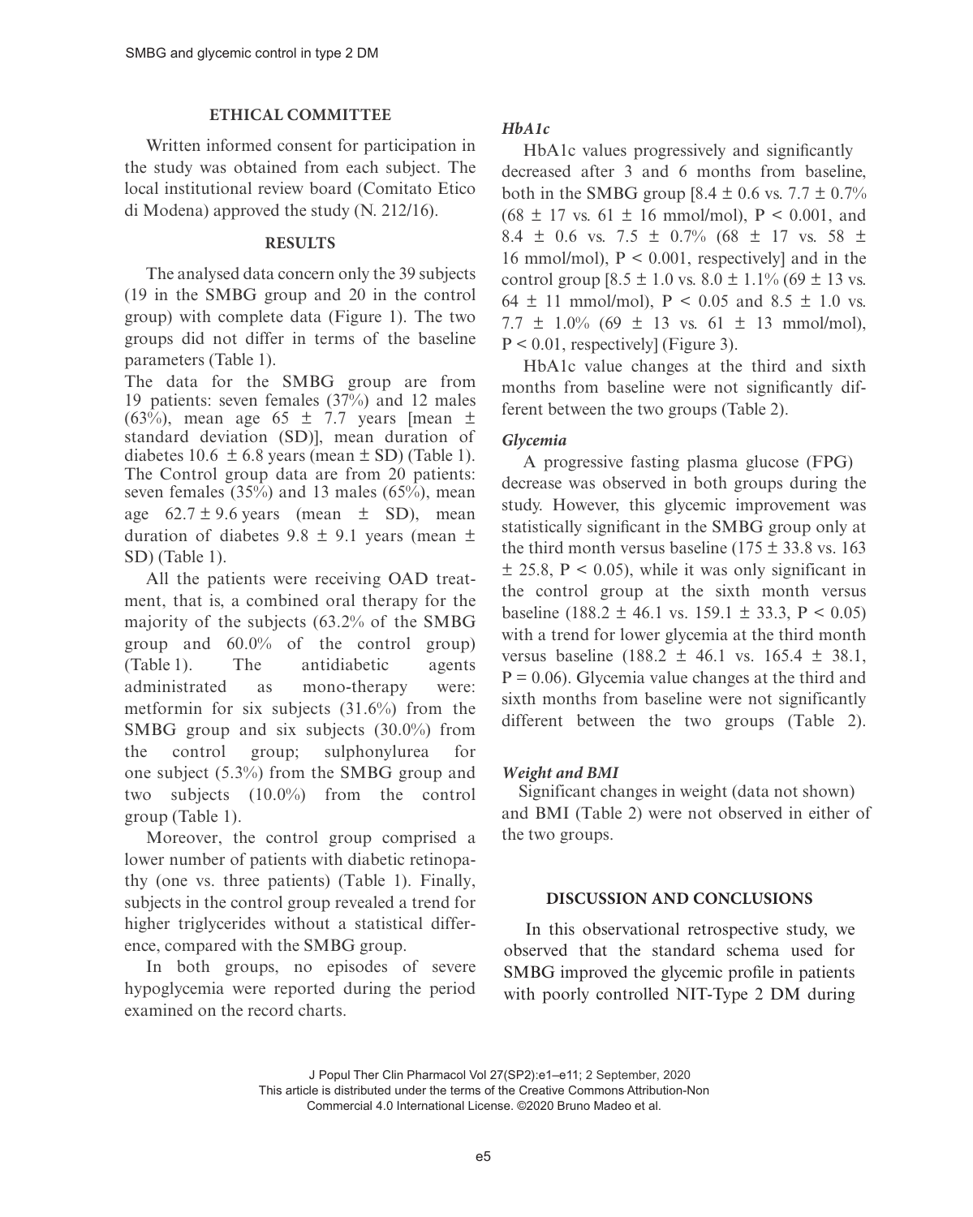## ETHICAL COMMITTEE

Written informed consent for participation in the study was obtained from each subject. The local institutional review board (Comitato Etico di Modena) approved the study (N. 212/16).

## RESULTS

The analysed data concern only the 39 subjects (19 in the SMBG group and 20 in the control group) with complete data (Figure 1). The two groups did not differ in terms of the baseline parameters (Table 1).

The data for the SMBG group are from 19 patients: seven females (37%) and 12 males (63%), mean age 65 ± 7.7 years [mean ± standard deviation (SD)], mean duration of diabetes 10.6 ± 6.8 years (mean ± SD) (Table 1). The Control group data are from 20 patients: seven females (35%) and 13 males (65%), mean age 62.7 ± 9.6 years (mean ± SD), mean duration of diabetes 9.8 ± 9.1 years (mean ± SD) (Table 1).

All the patients were receiving OAD treatment, that is, a combined oral therapy for the majority of the subjects (63.2% of the SMBG group and 60.0% of the control group) (Table 1). The antidiabetic agents administrated as mono-therapy were: metformin for six subjects (31.6%) from the SMBG group and six subjects (30.0%) from the control group; sulphonylurea for one subject (5.3%) from the SMBG group and two subjects (10.0%) from the control group (Table 1).

Moreover, the control group comprised a lower number of patients with diabetic retinopathy (one vs. three patients) (Table 1). Finally, subjects in the control group revealed a trend for higher triglycerides without a statistical difference, compared with the SMBG group.

In both groups, no episodes of severe hypoglycemia were reported during the period examined on the record charts.

### *HbA1c*

HbA1c values progressively and significantly decreased after 3 and 6 months from baseline, both in the SMBG group [8.4 ± 0.6 vs. 7.7 ± 0.7% (68 ± 17 vs. 61 ± 16 mmol/mol), $P < 0.001$, and 8.4 ± 0.6 vs. 7.5 ± 0.7% (68 ± 17 vs. 58 ± 16 mmol/mol), $P < 0.001$, respectively] and in the control group [8.5 ± 1.0 vs. 8.0 ± 1.1% (69 ± 13 vs. 64 ± 11 mmol/mol), $P < 0.05$ and 8.5 ± 1.0 vs. 7.7 ± 1.0% (69 ± 13 vs. 61 ± 13 mmol/mol), $P < 0.01$, respectively] (Figure 3).

HbA1c value changes at the third and sixth months from baseline were not significantly different between the two groups (Table 2).

### *Glycemia*

A progressive fasting plasma glucose (FPG) decrease was observed in both groups during the study. However, this glycemic improvement was statistically significant in the SMBG group only at the third month versus baseline (175 ± 33.8 vs. 163 ± 25.8, $P < 0.05$), while it was only significant in the control group at the sixth month versus baseline (188.2 ± 46.1 vs. 159.1 ± 33.3, $P < 0.05$) with a trend for lower glycemia at the third month versus baseline (188.2 ± 46.1 vs. 165.4 ± 38.1, $P = 0.06$). Glycemia value changes at the third and sixth months from baseline were not significantly different between the two groups (Table 2).

### *Weight and BMI*

Significant changes in weight (data not shown) and BMI (Table 2) were not observed in either of the two groups.

## DISCUSSION AND CONCLUSIONS

In this observational retrospective study, we observed that the standard schema used for SMBG improved the glycemic profile in patients with poorly controlled NIT-Type 2 DM during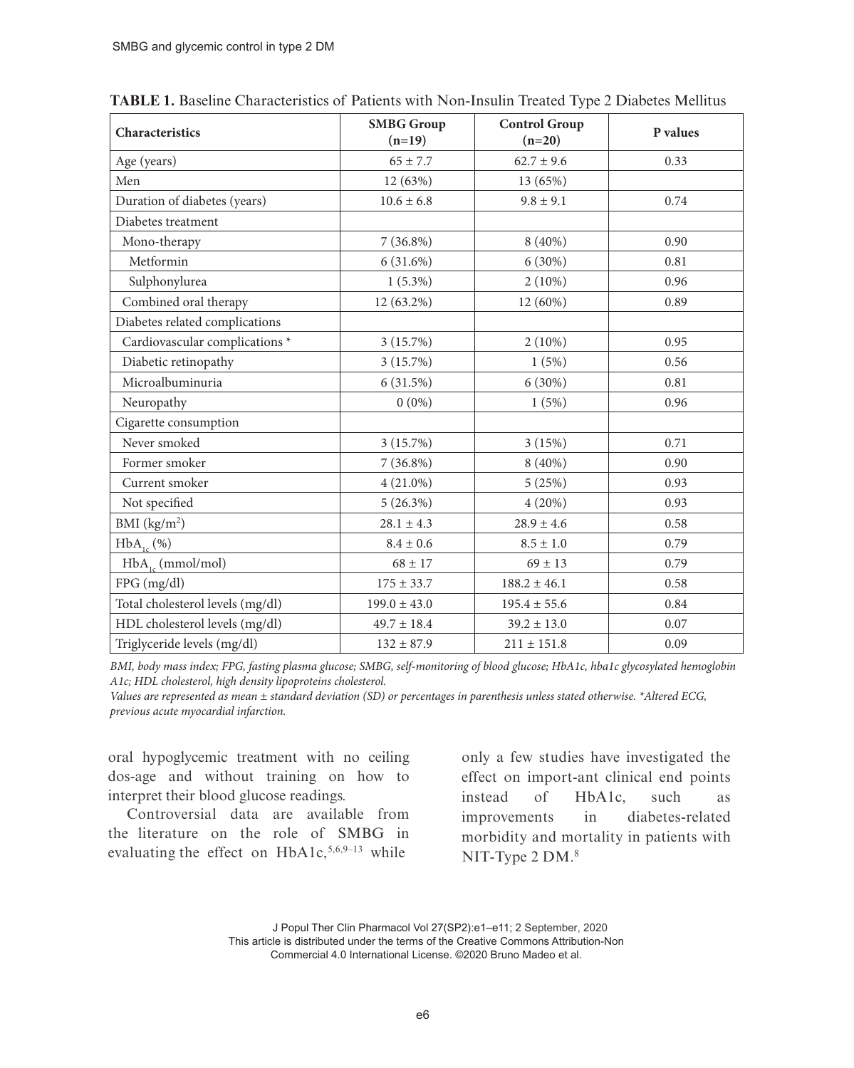**TABLE 1.** Baseline Characteristics of Patients with Non-Insulin Treated Type 2 Diabetes Mellitus

| Characteristics | SMBG Group (n=19) | Control Group (n=20) | P values |
|---|---|---|---|
| Age (years) | 65 ± 7.7 | 62.7 ± 9.6 | 0.33 |
| Men | 12 (63%) | 13 (65%) | |
| Duration of diabetes (years) | 10.6 ± 6.8 | 9.8 ± 9.1 | 0.74 |
| Diabetes treatment | | | |
| Mono-therapy | 7 (36.8%) | 8 (40%) | 0.90 |
| Metformin | 6 (31.6%) | 6 (30%) | 0.81 |
| Sulphonylurea | 1 (5.3%) | 2 (10%) | 0.96 |
| Combined oral therapy | 12 (63.2%) | 12 (60%) | 0.89 |
| Diabetes related complications | | | |
| Cardiovascular complications * | 3 (15.7%) | 2 (10%) | 0.95 |
| Diabetic retinopathy | 3 (15.7%) | 1 (5%) | 0.56 |
| Microalbuminuria | 6 (31.5%) | 6 (30%) | 0.81 |
| Neuropathy | 0 (0%) | 1 (5%) | 0.96 |
| Cigarette consumption | | | |
| Never smoked | 3 (15.7%) | 3 (15%) | 0.71 |
| Former smoker | 7 (36.8%) | 8 (40%) | 0.90 |
| Current smoker | 4 (21.0%) | 5 (25%) | 0.93 |
| Not specified | 5 (26.3%) | 4 (20%) | 0.93 |
| BMI (kg/m$^2$) | 28.1 ± 4.3 | 28.9 ± 4.6 | 0.58 |
| $HbA_{1c}$ (%) | 8.4 ± 0.6 | 8.5 ± 1.0 | 0.79 |
| $HbA_{1c}$ (mmol/mol) | 68 ± 17 | 69 ± 13 | 0.79 |
| FPG (mg/dl) | 175 ± 33.7 | 188.2 ± 46.1 | 0.58 |
| Total cholesterol levels (mg/dl) | 199.0 ± 43.0 | 195.4 ± 55.6 | 0.84 |
| HDL cholesterol levels (mg/dl) | 49.7 ± 18.4 | 39.2 ± 13.0 | 0.07 |
| Triglyceride levels (mg/dl) | 132 ± 87.9 | 211 ± 151.8 | 0.09 |

*BMI, body mass index; FPG, fasting plasma glucose; SMBG, self-monitoring of blood glucose; HbA1c, hba1c glycosylated hemoglobin A1c; HDL cholesterol, high density lipoproteins cholesterol.*
*Values are represented as mean ± standard deviation (SD) or percentages in parenthesis unless stated otherwise. *Altered ECG, previous acute myocardial infarction.*

oral hypoglycemic treatment with no ceiling dos-age and without training on how to interpret their blood glucose readings.

Controversial data are available from the literature on the role of SMBG in evaluating the effect on HbA1c,[5,6,9–13] while only a few studies have investigated the effect on import-ant clinical end points instead of HbA1c, such as improvements in diabetes-related morbidity and mortality in patients with NIT-Type 2 DM.[8]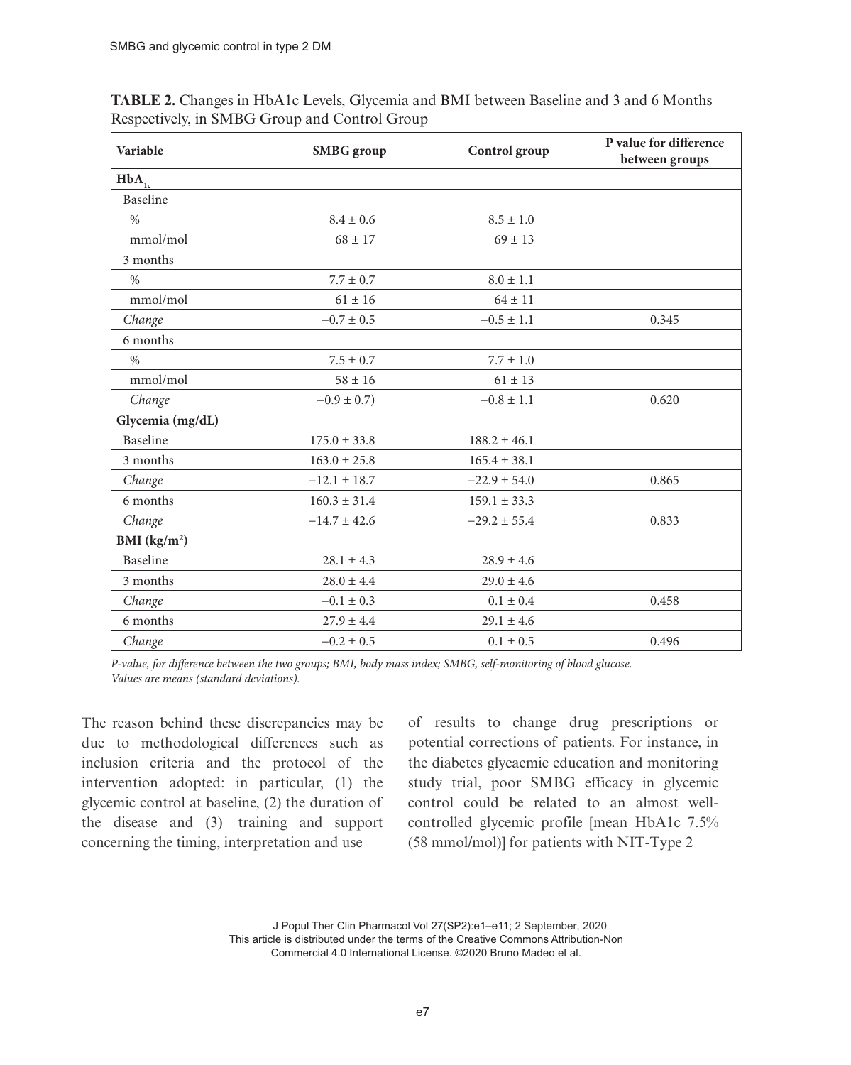**TABLE 2.** Changes in HbA1c Levels, Glycemia and BMI between Baseline and 3 and 6 Months Respectively, in SMBG Group and Control Group

| Variable | SMBG group | Control group | P value for difference between groups |
|---|---|---|---|
| **$HbA_{1c}$** | | | |
| Baseline | | | |
| % | 8.4 ± 0.6 | 8.5 ± 1.0 | |
| mmol/mol | 68 ± 17 | 69 ± 13 | |
| 3 months | | | |
| % | 7.7 ± 0.7 | 8.0 ± 1.1 | |
| mmol/mol | 61 ± 16 | 64 ± 11 | |
| *Change* | −0.7 ± 0.5 | −0.5 ± 1.1 | 0.345 |
| 6 months | | | |
| % | 7.5 ± 0.7 | 7.7 ± 1.0 | |
| mmol/mol | 58 ± 16 | 61 ± 13 | |
| *Change* | −0.9 ± 0.7) | −0.8 ± 1.1 | 0.620 |
| **Glycemia (mg/dL)** | | | |
| Baseline | 175.0 ± 33.8 | 188.2 ± 46.1 | |
| 3 months | 163.0 ± 25.8 | 165.4 ± 38.1 | |
| *Change* | −12.1 ± 18.7 | −22.9 ± 54.0 | 0.865 |
| 6 months | 160.3 ± 31.4 | 159.1 ± 33.3 | |
| *Change* | −14.7 ± 42.6 | −29.2 ± 55.4 | 0.833 |
| **BMI ($kg/m^2$)** | | | |
| Baseline | 28.1 ± 4.3 | 28.9 ± 4.6 | |
| 3 months | 28.0 ± 4.4 | 29.0 ± 4.6 | |
| *Change* | −0.1 ± 0.3 | 0.1 ± 0.4 | 0.458 |
| 6 months | 27.9 ± 4.4 | 29.1 ± 4.6 | |
| *Change* | −0.2 ± 0.5 | 0.1 ± 0.5 | 0.496 |

*P-value, for difference between the two groups; BMI, body mass index; SMBG, self-monitoring of blood glucose. Values are means (standard deviations).*

The reason behind these discrepancies may be due to methodological differences such as inclusion criteria and the protocol of the intervention adopted: in particular, (1) the glycemic control at baseline, (2) the duration of the disease and (3) training and support concerning the timing, interpretation and use of results to change drug prescriptions or potential corrections of patients. For instance, in the diabetes glycaemic education and monitoring study trial, poor SMBG efficacy in glycemic control could be related to an almost well-controlled glycemic profile [mean HbA1c 7.5% (58 mmol/mol)] for patients with NIT-Type 2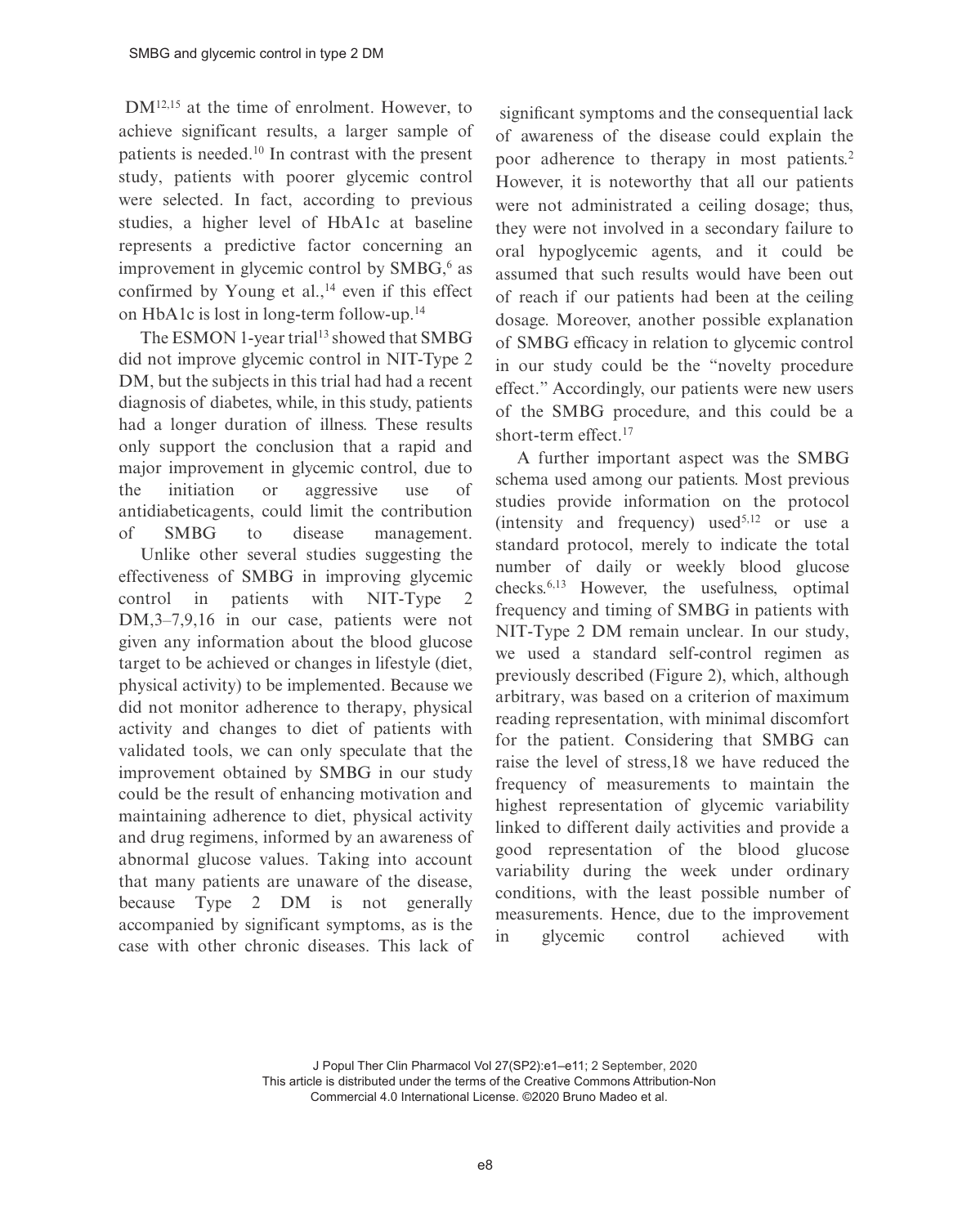DM[12,15] at the time of enrolment. However, to achieve significant results, a larger sample of patients is needed.[10] In contrast with the present study, patients with poorer glycemic control were selected. In fact, according to previous studies, a higher level of HbA1c at baseline represents a predictive factor concerning an improvement in glycemic control by SMBG,[6] as confirmed by Young et al.,[14] even if this effect on HbA1c is lost in long-term follow-up.[14]

The ESMON 1-year trial[13] showed that SMBG did not improve glycemic control in NIT-Type 2 DM, but the subjects in this trial had had a recent diagnosis of diabetes, while, in this study, patients had a longer duration of illness. These results only support the conclusion that a rapid and major improvement in glycemic control, due to the initiation or aggressive use of antidiabeticagents, could limit the contribution of SMBG to disease management.

Unlike other several studies suggesting the effectiveness of SMBG in improving glycemic control in patients with NIT-Type 2 DM,3–7,9,16 in our case, patients were not given any information about the blood glucose target to be achieved or changes in lifestyle (diet, physical activity) to be implemented. Because we did not monitor adherence to therapy, physical activity and changes to diet of patients with validated tools, we can only speculate that the improvement obtained by SMBG in our study could be the result of enhancing motivation and maintaining adherence to diet, physical activity and drug regimens, informed by an awareness of abnormal glucose values. Taking into account that many patients are unaware of the disease, because Type 2 DM is not generally accompanied by significant symptoms, as is the case with other chronic diseases. This lack of significant symptoms and the consequential lack of awareness of the disease could explain the poor adherence to therapy in most patients.[2] However, it is noteworthy that all our patients were not administrated a ceiling dosage; thus, they were not involved in a secondary failure to oral hypoglycemic agents, and it could be assumed that such results would have been out of reach if our patients had been at the ceiling dosage. Moreover, another possible explanation of SMBG efficacy in relation to glycemic control in our study could be the "novelty procedure effect." Accordingly, our patients were new users of the SMBG procedure, and this could be a short-term effect.[17]

A further important aspect was the SMBG schema used among our patients. Most previous studies provide information on the protocol (intensity and frequency) used[5,12] or use a standard protocol, merely to indicate the total number of daily or weekly blood glucose checks.[6,13] However, the usefulness, optimal frequency and timing of SMBG in patients with NIT-Type 2 DM remain unclear. In our study, we used a standard self-control regimen as previously described (Figure 2), which, although arbitrary, was based on a criterion of maximum reading representation, with minimal discomfort for the patient. Considering that SMBG can raise the level of stress,18 we have reduced the frequency of measurements to maintain the highest representation of glycemic variability linked to different daily activities and provide a good representation of the blood glucose variability during the week under ordinary conditions, with the least possible number of measurements. Hence, due to the improvement in glycemic control achieved with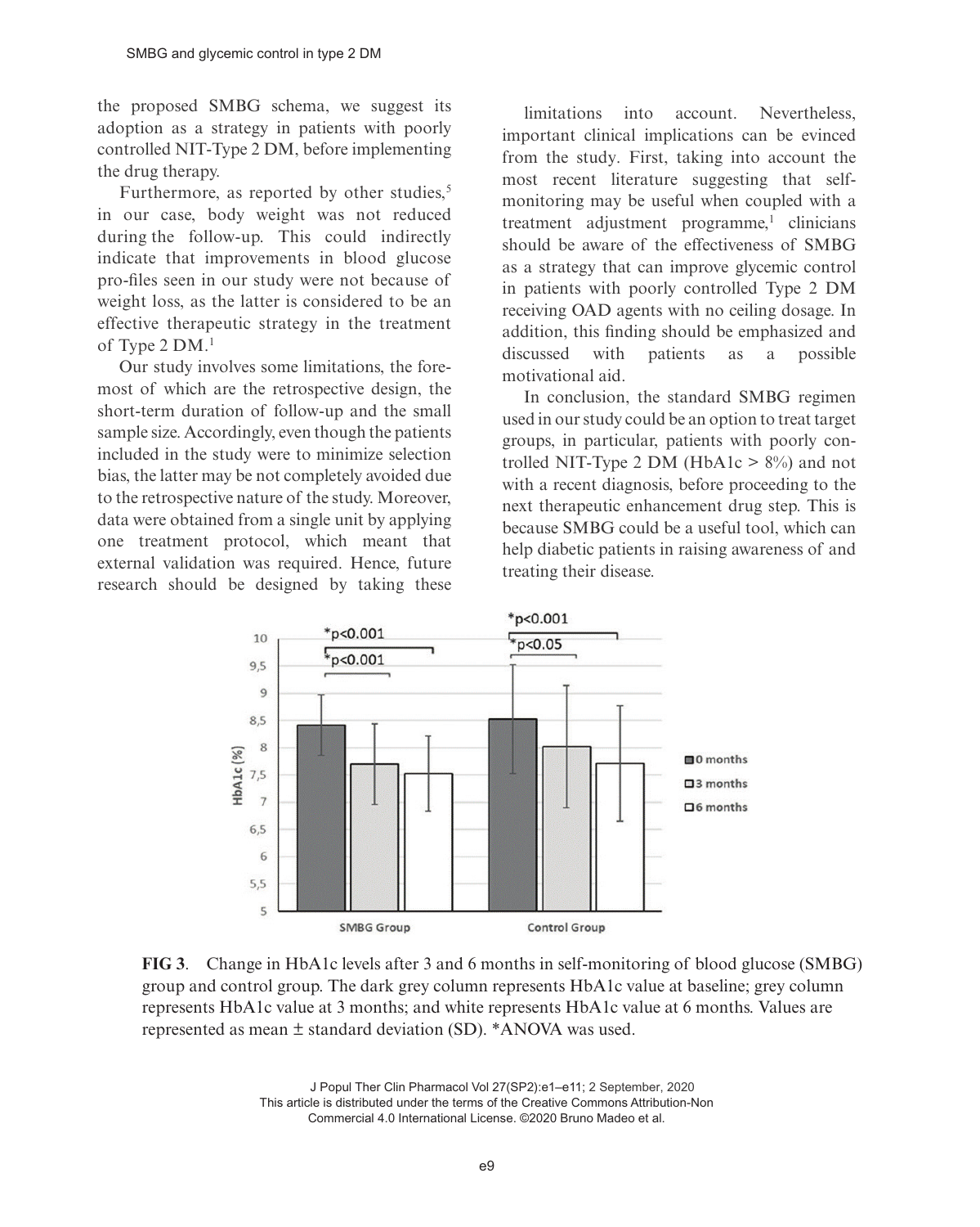the proposed SMBG schema, we suggest its adoption as a strategy in patients with poorly controlled NIT-Type 2 DM, before implementing the drug therapy.

Furthermore, as reported by other studies,[5] in our case, body weight was not reduced during the follow-up. This could indirectly indicate that improvements in blood glucose pro-files seen in our study were not because of weight loss, as the latter is considered to be an effective therapeutic strategy in the treatment of Type 2 DM.[1]

Our study involves some limitations, the fore-most of which are the retrospective design, the short-term duration of follow-up and the small sample size. Accordingly, even though the patients included in the study were to minimize selection bias, the latter may be not completely avoided due to the retrospective nature of the study. Moreover, data were obtained from a single unit by applying one treatment protocol, which meant that external validation was required. Hence, future research should be designed by taking these limitations into account. Nevertheless, important clinical implications can be evinced from the study. First, taking into account the most recent literature suggesting that self-monitoring may be useful when coupled with a treatment adjustment programme,[1] clinicians should be aware of the effectiveness of SMBG as a strategy that can improve glycemic control in patients with poorly controlled Type 2 DM receiving OAD agents with no ceiling dosage. In addition, this finding should be emphasized and discussed with patients as a possible motivational aid.

In conclusion, the standard SMBG regimen used in our study could be an option to treat target groups, in particular, patients with poorly controlled NIT-Type 2 DM (HbA1c > 8%) and not with a recent diagnosis, before proceeding to the next therapeutic enhancement drug step. This is because SMBG could be a useful tool, which can help diabetic patients in raising awareness of and treating their disease.

**FIG 3**. Change in HbA1c levels after 3 and 6 months in self-monitoring of blood glucose (SMBG) group and control group. The dark grey column represents HbA1c value at baseline; grey column represents HbA1c value at 3 months; and white represents HbA1c value at 6 months. Values are represented as mean ± standard deviation (SD). *ANOVA was used.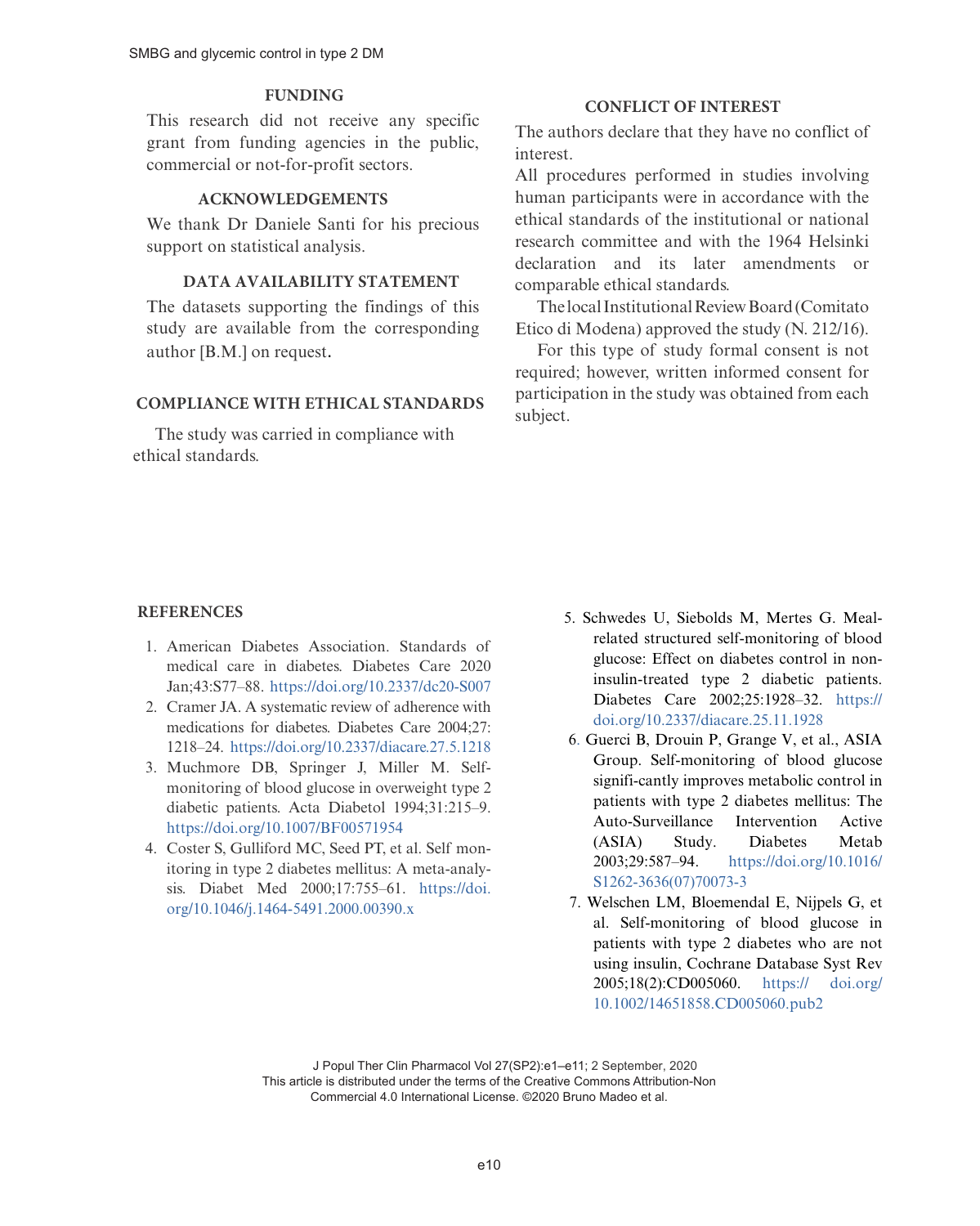## FUNDING

This research did not receive any specific grant from funding agencies in the public, commercial or not-for-profit sectors.

## ACKNOWLEDGEMENTS

We thank Dr Daniele Santi for his precious support on statistical analysis.

## DATA AVAILABILITY STATEMENT

The datasets supporting the findings of this study are available from the corresponding author [B.M.] on request.

## COMPLIANCE WITH ETHICAL STANDARDS

The study was carried in compliance with ethical standards.

## CONFLICT OF INTEREST

The authors declare that they have no conflict of interest.

All procedures performed in studies involving human participants were in accordance with the ethical standards of the institutional or national research committee and with the 1964 Helsinki declaration and its later amendments or comparable ethical standards.

The local Institutional Review Board (Comitato Etico di Modena) approved the study (N. 212/16).

For this type of study formal consent is not required; however, written informed consent for participation in the study was obtained from each subject.

## REFERENCES

1. American Diabetes Association. Standards of medical care in diabetes. Diabetes Care 2020 Jan;43:S77–88. https://doi.org/10.2337/dc20-S007
2. Cramer JA. A systematic review of adherence with medications for diabetes. Diabetes Care 2004;27: 1218–24. https://doi.org/10.2337/diacare.27.5.1218
3. Muchmore DB, Springer J, Miller M. Self-monitoring of blood glucose in overweight type 2 diabetic patients. Acta Diabetol 1994;31:215–9. https://doi.org/10.1007/BF00571954
4. Coster S, Gulliford MC, Seed PT, et al. Self monitoring in type 2 diabetes mellitus: A meta-analysis. Diabet Med 2000;17:755–61. https://doi.org/10.1046/j.1464-5491.2000.00390.x
5. Schwedes U, Siebolds M, Mertes G. Meal-related structured self-monitoring of blood glucose: Effect on diabetes control in non-insulin-treated type 2 diabetic patients. Diabetes Care 2002;25:1928–32. https://doi.org/10.2337/diacare.25.11.1928
6. Guerci B, Drouin P, Grange V, et al., ASIA Group. Self-monitoring of blood glucose signifi-cantly improves metabolic control in patients with type 2 diabetes mellitus: The Auto-Surveillance Intervention Active (ASIA) Study. Diabetes Metab 2003;29:587–94. https://doi.org/10.1016/S1262-3636(07)70073-3
7. Welschen LM, Bloemendal E, Nijpels G, et al. Self-monitoring of blood glucose in patients with type 2 diabetes who are not using insulin, Cochrane Database Syst Rev 2005;18(2):CD005060. https:// doi.org/10.1002/14651858.CD005060.pub2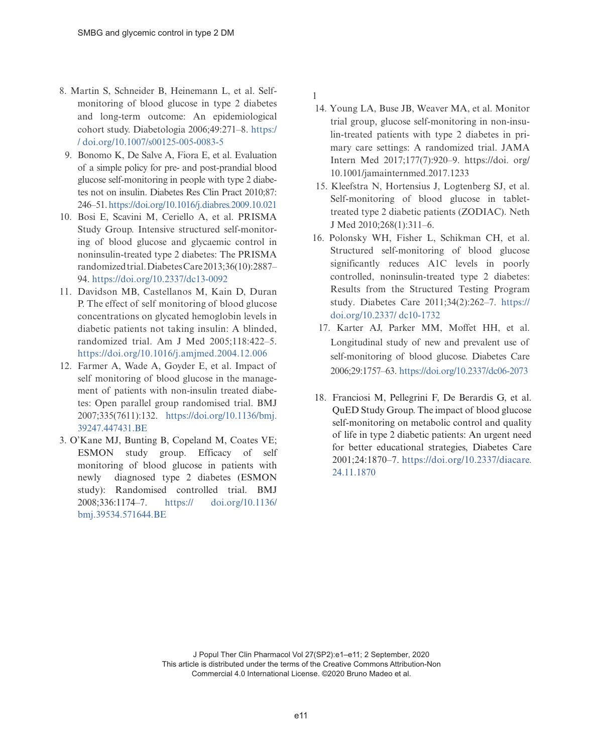8. Martin S, Schneider B, Heinemann L, et al. Self-monitoring of blood glucose in type 2 diabetes and long-term outcome: An epidemiological cohort study. Diabetologia 2006;49:271–8. https:/ / doi.org/10.1007/s00125-005-0083-5
9. Bonomo K, De Salve A, Fiora E, et al. Evaluation of a simple policy for pre- and post-prandial blood glucose self-monitoring in people with type 2 diabetes not on insulin. Diabetes Res Clin Pract 2010;87: 246–51. https://doi.org/10.1016/j.diabres.2009.10.021
10. Bosi E, Scavini M, Ceriello A, et al. PRISMA Study Group. Intensive structured self-monitoring of blood glucose and glycaemic control in noninsulin-treated type 2 diabetes: The PRISMA randomized trial. Diabetes Care 2013;36(10):2887–94. https://doi.org/10.2337/dc13-0092
11. Davidson MB, Castellanos M, Kain D, Duran P. The effect of self monitoring of blood glucose concentrations on glycated hemoglobin levels in diabetic patients not taking insulin: A blinded, randomized trial. Am J Med 2005;118:422–5. https://doi.org/10.1016/j.amjmed.2004.12.006
12. Farmer A, Wade A, Goyder E, et al. Impact of self monitoring of blood glucose in the management of patients with non-insulin treated diabetes: Open parallel group randomised trial. BMJ 2007;335(7611):132. https://doi.org/10.1136/bmj.39247.447431.BE
3. O'Kane MJ, Bunting B, Copeland M, Coates VE; ESMON study group. Efficacy of self monitoring of blood glucose in patients with newly diagnosed type 2 diabetes (ESMON study): Randomised controlled trial. BMJ 2008;336:1174–7. https:// doi.org/10.1136/bmj.39534.571644.BE

1

14. Young LA, Buse JB, Weaver MA, et al. Monitor trial group, glucose self-monitoring in non-insulin-treated patients with type 2 diabetes in primary care settings: A randomized trial. JAMA Intern Med 2017;177(7):920–9. https://doi. org/10.1001/jamainternmed.2017.1233
15. Kleefstra N, Hortensius J, Logtenberg SJ, et al. Self-monitoring of blood glucose in tablet-treated type 2 diabetic patients (ZODIAC). Neth J Med 2010;268(1):311–6.
16. Polonsky WH, Fisher L, Schikman CH, et al. Structured self-monitoring of blood glucose significantly reduces A1C levels in poorly controlled, noninsulin-treated type 2 diabetes: Results from the Structured Testing Program study. Diabetes Care 2011;34(2):262–7. https:// doi.org/10.2337/ dc10-1732
17. Karter AJ, Parker MM, Moffet HH, et al. Longitudinal study of new and prevalent use of self-monitoring of blood glucose. Diabetes Care 2006;29:1757–63. https://doi.org/10.2337/dc06-2073
18. Franciosi M, Pellegrini F, De Berardis G, et al. QuED Study Group. The impact of blood glucose self-monitoring on metabolic control and quality of life in type 2 diabetic patients: An urgent need for better educational strategies, Diabetes Care 2001;24:1870–7. https://doi.org/10.2337/diacare.24.11.1870

This article is distributed under the terms of the Creative Commons Attribution-Non Commercial 4.0 International License. ©2020 Bruno Madeo et al.